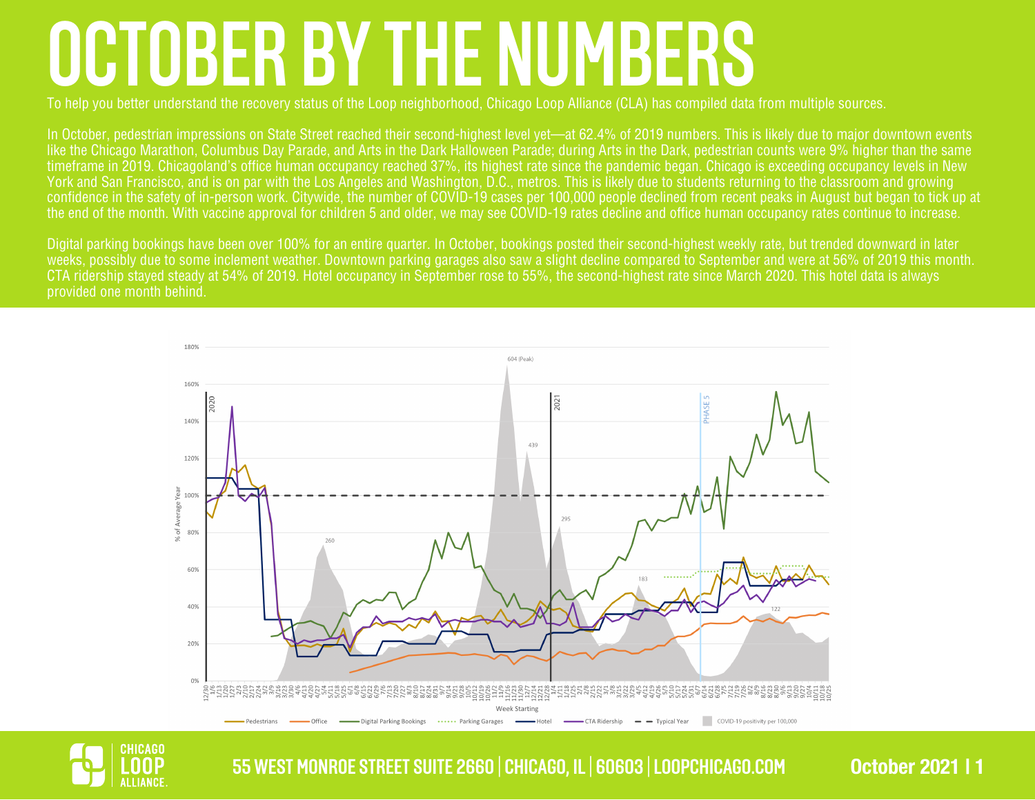# OCTOBER BY THE NUMBERS

To help you better understand the recovery status of the Loop neighborhood, Chicago Loop Alliance (CLA) has compiled data from multiple sources.

In October, pedestrian impressions on State Street reached their second-highest level yet—at 62.4% of 2019 numbers. This is likely due to major downtown events like the Chicago Marathon, Columbus Day Parade, and Arts in the Dark Halloween Parade; during Arts in the Dark, pedestrian counts were 9% higher than the same timeframe in 2019. Chicagoland's office human occupancy reached 37%, its highest rate since the pandemic began. Chicago is exceeding occupancy levels in New York and San Francisco, and is on par with the Los Angeles and Washington, D.C., metros. This is likely due to students returning to the classroom and growing confidence in the safety of in-person work. Citywide, the number of COVID-19 cases per 100,000 people declined from recent peaks in August but began to tick up at the end of the month. With vaccine approval for children 5 and older, we may see COVID-19 rates decline and office human occupancy rates continue to increase.

Digital parking bookings have been over 100% for an entire quarter. In October, bookings posted their second-highest weekly rate, but trended downward in later weeks, possibly due to some inclement weather. Downtown parking garages also saw a slight decline compared to September and were at 56% of 2019 this month. CTA ridership stayed steady at 54% of 2019. Hotel occupancy in September rose to 55%, the second-highest rate since March 2020. This hotel data is always provided one month behind.

55 WEST MONROE STREET SUITE 2660 | CHICAGO, IL | 60603 | LOOPCHICAGO.COM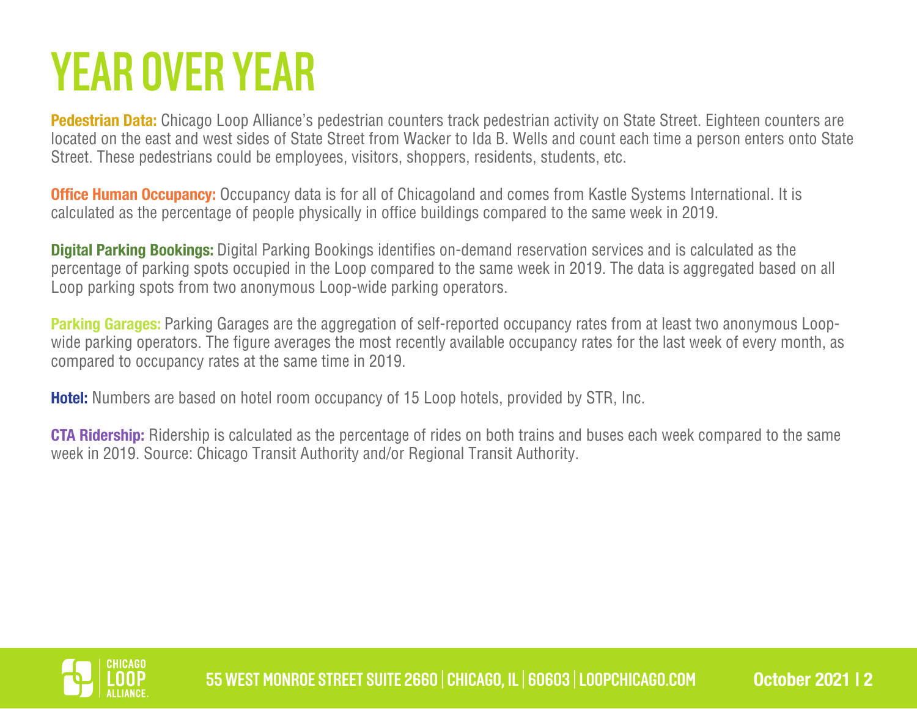# YEAR OVER YEAR

**Pedestrian Data:** Chicago Loop Alliance's pedestrian counters track pedestrian activity on State Street. Eighteen counters are located on the east and west sides of State Street from Wacker to Ida B. Wells and count each time a person enters onto State Street. These pedestrians could be employees, visitors, shoppers, residents, students, etc.

**Office Human Occupancy:** Occupancy data is for all of Chicagoland and comes from Kastle Systems International. It is calculated as the percentage of people physically in office buildings compared to the same week in 2019.

**Digital Parking Bookings:** Digital Parking Bookings identifies on-demand reservation services and is calculated as the percentage of parking spots occupied in the Loop compared to the same week in 2019. The data is aggregated based on all Loop parking spots from two anonymous Loop-wide parking operators.

**Parking Garages:** Parking Garages are the aggregation of self-reported occupancy rates from at least two anonymous Loop-wide parking operators. The figure averages the most recently available occupancy rates for the last week of every month, as compared to occupancy rates at the same time in 2019.

**Hotel:** Numbers are based on hotel room occupancy of 15 Loop hotels, provided by STR, Inc.

**CTA Ridership:** Ridership is calculated as the percentage of rides on both trains and buses each week compared to the same week in 2019. Source: Chicago Transit Authority and/or Regional Transit Authority.